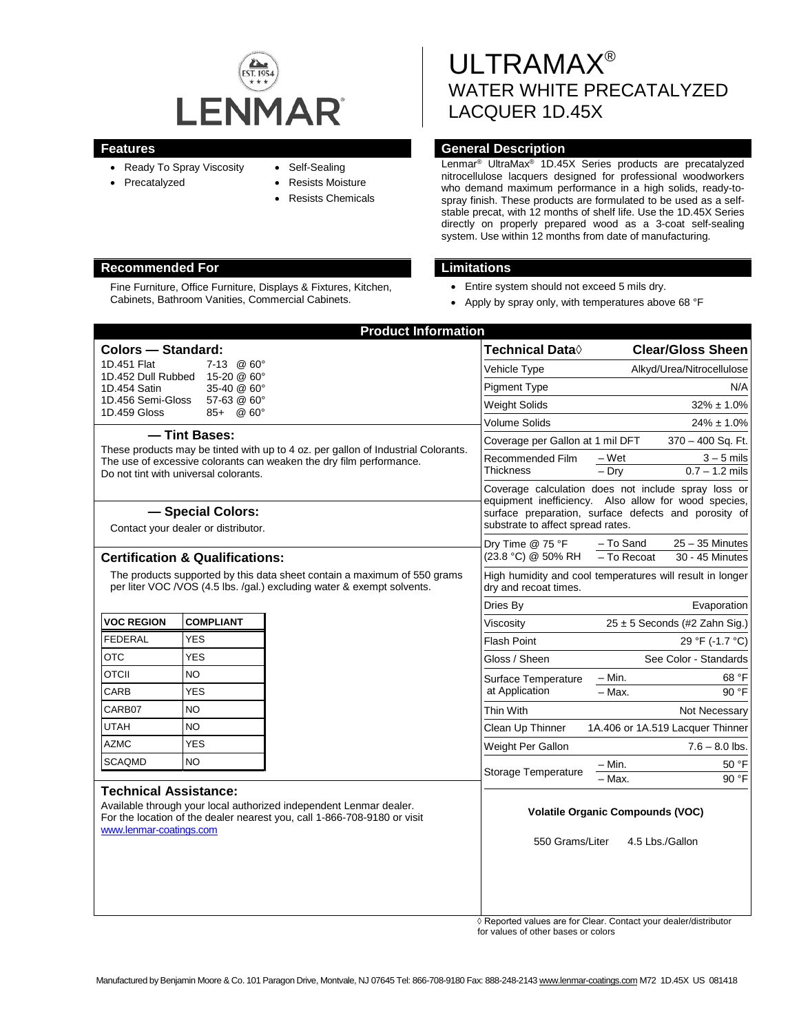LENMAR

EST. 1954

# ULTRAMAX®
# WATER WHITE PRECATALYZED LACQUER 1D.45X

## Features

- Ready To Spray Viscosity
- Precatalyzed
- Self-Sealing
- Resists Moisture
- Resists Chemicals

## General Description

Lenmar® UltraMax® 1D.45X Series products are precatalyzed nitrocellulose lacquers designed for professional woodworkers who demand maximum performance in a high solids, ready-to-spray finish. These products are formulated to be used as a self-stable precat, with 12 months of shelf life. Use the 1D.45X Series directly on properly prepared wood as a 3-coat self-sealing system. Use within 12 months from date of manufacturing.

## Recommended For

Fine Furniture, Office Furniture, Displays & Fixtures, Kitchen, Cabinets, Bathroom Vanities, Commercial Cabinets.

## Limitations

- Entire system should not exceed 5 mils dry.
- Apply by spray only, with temperatures above 68 °F

## Product Information

### Colors — Standard:

| | |
|---|---|
| 1D.451 Flat | 7-13 @ 60° |
| 1D.452 Dull Rubbed | 15-20 @ 60° |
| 1D.454 Satin | 35-40 @ 60° |
| 1D.456 Semi-Gloss | 57-63 @ 60° |
| 1D.459 Gloss | 85+ @ 60° |

### — Tint Bases:

These products may be tinted with up to 4 oz. per gallon of Industrial Colorants. The use of excessive colorants can weaken the dry film performance. Do not tint with universal colorants.

### — Special Colors:

Contact your dealer or distributor.

### Certification & Qualifications:

The products supported by this data sheet contain a maximum of 550 grams per liter VOC /VOS (4.5 lbs. /gal.) excluding water & exempt solvents.

| VOC REGION | COMPLIANT |
|---|---|
| FEDERAL | YES |
| OTC | YES |
| OTCII | NO |
| CARB | YES |
| CARB07 | NO |
| UTAH | NO |
| AZMC | YES |
| SCAQMD | NO |

### Technical Assistance:

Available through your local authorized independent Lenmar dealer. For the location of the dealer nearest you, call 1-866-708-9180 or visit www.lenmar-coatings.com

| Technical Data◊ | | Clear/Gloss Sheen |
|---|---|---|
| Vehicle Type | | Alkyd/Urea/Nitrocellulose |
| Pigment Type | | N/A |
| Weight Solids | | 32% ± 1.0% |
| Volume Solids | | 24% ± 1.0% |
| Coverage per Gallon at 1 mil DFT | | 370 – 400 Sq. Ft. |
| Recommended Film Thickness | – Wet | 3 – 5 mils |
| | – Dry | 0.7 – 1.2 mils |
| Coverage calculation does not include spray loss or equipment inefficiency. Also allow for wood species, surface preparation, surface defects and porosity of substrate to affect spread rates. | | |
| Dry Time @ 75 °F (23.8 °C) @ 50% RH | – To Sand | 25 – 35 Minutes |
| | – To Recoat | 30 - 45 Minutes |
| High humidity and cool temperatures will result in longer dry and recoat times. | | |
| Dries By | | Evaporation |
| Viscosity | | 25 ± 5 Seconds (#2 Zahn Sig.) |
| Flash Point | | 29 °F (-1.7 °C) |
| Gloss / Sheen | | See Color - Standards |
| Surface Temperature at Application | – Min. | 68 °F |
| | – Max. | 90 °F |
| Thin With | | Not Necessary |
| Clean Up Thinner | | 1A.406 or 1A.519 Lacquer Thinner |
| Weight Per Gallon | | 7.6 – 8.0 lbs. |
| Storage Temperature | – Min. | 50 °F |
| | – Max. | 90 °F |

**Volatile Organic Compounds (VOC)**

550 Grams/Liter 4.5 Lbs./Gallon

◊ Reported values are for Clear. Contact your dealer/distributor for values of other bases or colors

Manufactured by Benjamin Moore & Co. 101 Paragon Drive, Montvale, NJ 07645 Tel: 866-708-9180 Fax: 888-248-2143 www.lenmar-coatings.com M72 1D.45X US 081418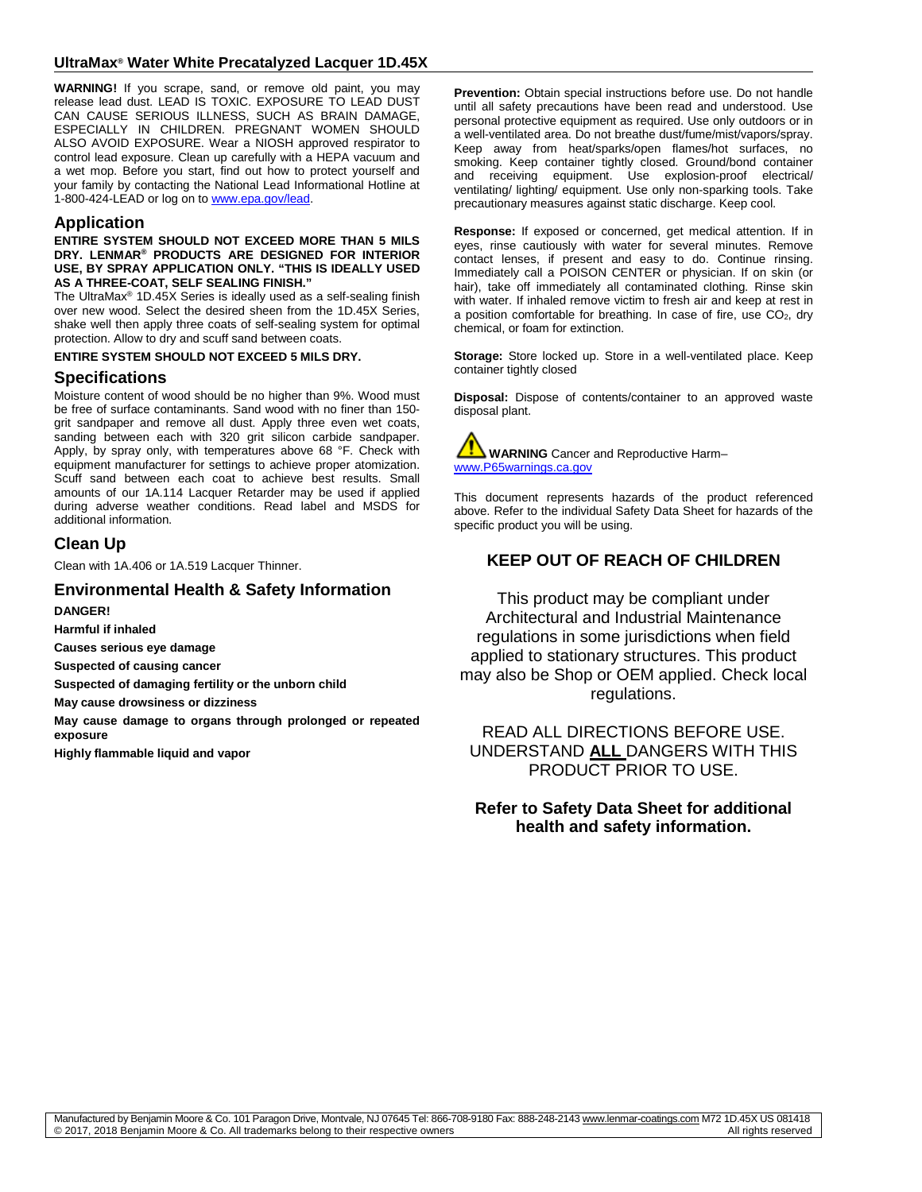## UltraMax® Water White Precatalyzed Lacquer 1D.45X

**WARNING!** If you scrape, sand, or remove old paint, you may release lead dust. LEAD IS TOXIC. EXPOSURE TO LEAD DUST CAN CAUSE SERIOUS ILLNESS, SUCH AS BRAIN DAMAGE, ESPECIALLY IN CHILDREN. PREGNANT WOMEN SHOULD ALSO AVOID EXPOSURE. Wear a NIOSH approved respirator to control lead exposure. Clean up carefully with a HEPA vacuum and a wet mop. Before you start, find out how to protect yourself and your family by contacting the National Lead Informational Hotline at 1-800-424-LEAD or log on to www.epa.gov/lead.

## Application

**ENTIRE SYSTEM SHOULD NOT EXCEED MORE THAN 5 MILS DRY. LENMAR® PRODUCTS ARE DESIGNED FOR INTERIOR USE, BY SPRAY APPLICATION ONLY. "THIS IS IDEALLY USED AS A THREE-COAT, SELF SEALING FINISH."**

The UltraMax® 1D.45X Series is ideally used as a self-sealing finish over new wood. Select the desired sheen from the 1D.45X Series, shake well then apply three coats of self-sealing system for optimal protection. Allow to dry and scuff sand between coats.

**ENTIRE SYSTEM SHOULD NOT EXCEED 5 MILS DRY.**

## Specifications

Moisture content of wood should be no higher than 9%. Wood must be free of surface contaminants. Sand wood with no finer than 150-grit sandpaper and remove all dust. Apply three even wet coats, sanding between each with 320 grit silicon carbide sandpaper. Apply, by spray only, with temperatures above 68 °F. Check with equipment manufacturer for settings to achieve proper atomization. Scuff sand between each coat to achieve best results. Small amounts of our 1A.114 Lacquer Retarder may be used if applied during adverse weather conditions. Read label and MSDS for additional information.

## Clean Up

Clean with 1A.406 or 1A.519 Lacquer Thinner.

## Environmental Health & Safety Information

**DANGER!**

**Harmful if inhaled**

**Causes serious eye damage**

**Suspected of causing cancer**

**Suspected of damaging fertility or the unborn child**

**May cause drowsiness or dizziness**

**May cause damage to organs through prolonged or repeated exposure**

**Highly flammable liquid and vapor**

**Prevention:** Obtain special instructions before use. Do not handle until all safety precautions have been read and understood. Use personal protective equipment as required. Use only outdoors or in a well-ventilated area. Do not breathe dust/fume/mist/vapors/spray. Keep away from heat/sparks/open flames/hot surfaces, no smoking. Keep container tightly closed. Ground/bond container and receiving equipment. Use explosion-proof electrical/ ventilating/ lighting/ equipment. Use only non-sparking tools. Take precautionary measures against static discharge. Keep cool.

**Response:** If exposed or concerned, get medical attention. If in eyes, rinse cautiously with water for several minutes. Remove contact lenses, if present and easy to do. Continue rinsing. Immediately call a POISON CENTER or physician. If on skin (or hair), take off immediately all contaminated clothing. Rinse skin with water. If inhaled remove victim to fresh air and keep at rest in a position comfortable for breathing. In case of fire, use $CO_2$, dry chemical, or foam for extinction.

**Storage:** Store locked up. Store in a well-ventilated place. Keep container tightly closed

**Disposal:** Dispose of contents/container to an approved waste disposal plant.

**WARNING** Cancer and Reproductive Harm– www.P65warnings.ca.gov

This document represents hazards of the product referenced above. Refer to the individual Safety Data Sheet for hazards of the specific product you will be using.

### KEEP OUT OF REACH OF CHILDREN

This product may be compliant under Architectural and Industrial Maintenance regulations in some jurisdictions when field applied to stationary structures. This product may also be Shop or OEM applied. Check local regulations.

READ ALL DIRECTIONS BEFORE USE. UNDERSTAND **ALL** DANGERS WITH THIS PRODUCT PRIOR TO USE.

**Refer to Safety Data Sheet for additional health and safety information.**

Manufactured by Benjamin Moore & Co. 101 Paragon Drive, Montvale, NJ 07645 Tel: 866-708-9180 Fax: 888-248-2143 www.lenmar-coatings.com M72 1D.45X US 081418
© 2017, 2018 Benjamin Moore & Co. All trademarks belong to their respective owners All rights reserved